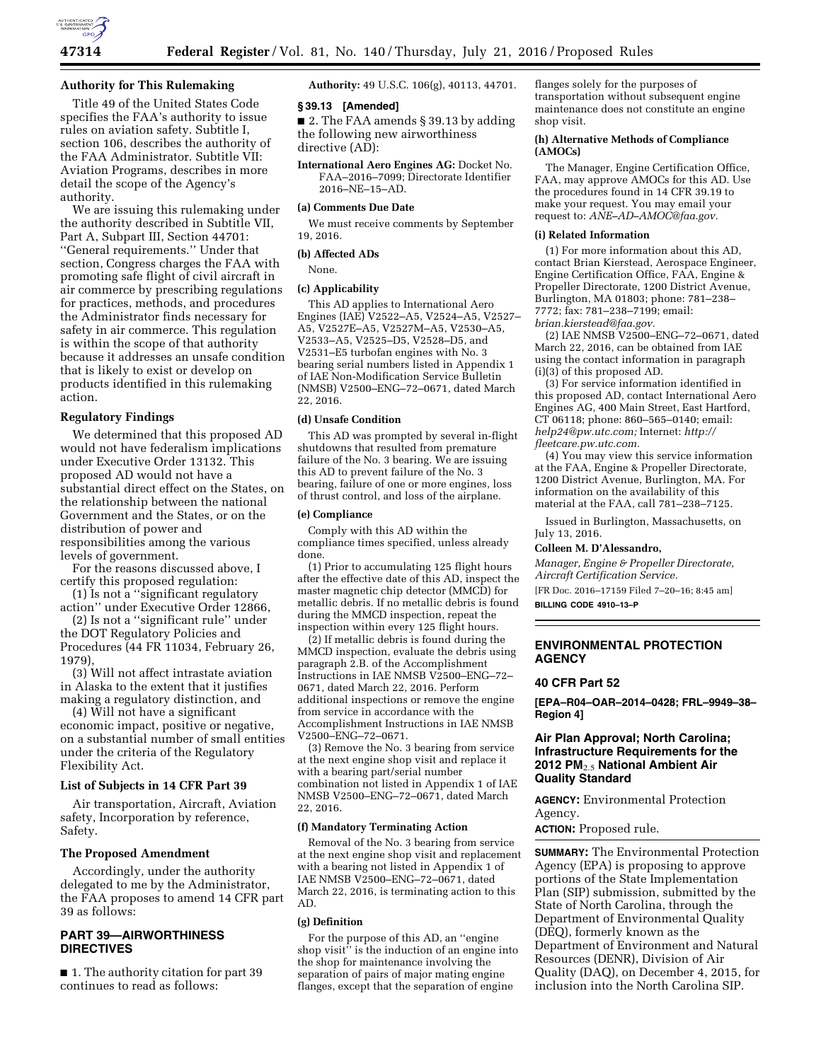## Authority for This Rulemaking

Title 49 of the United States Code specifies the FAA's authority to issue rules on aviation safety. Subtitle I, section 106, describes the authority of the FAA Administrator. Subtitle VII: Aviation Programs, describes in more detail the scope of the Agency's authority.

We are issuing this rulemaking under the authority described in Subtitle VII, Part A, Subpart III, Section 44701: ''General requirements.'' Under that section, Congress charges the FAA with promoting safe flight of civil aircraft in air commerce by prescribing regulations for practices, methods, and procedures the Administrator finds necessary for safety in air commerce. This regulation is within the scope of that authority because it addresses an unsafe condition that is likely to exist or develop on products identified in this rulemaking action.

## Regulatory Findings

We determined that this proposed AD would not have federalism implications under Executive Order 13132. This proposed AD would not have a substantial direct effect on the States, on the relationship between the national Government and the States, or on the distribution of power and responsibilities among the various levels of government.

For the reasons discussed above, I certify this proposed regulation:

(1) Is not a ''significant regulatory action'' under Executive Order 12866,

(2) Is not a ''significant rule'' under the DOT Regulatory Policies and Procedures (44 FR 11034, February 26, 1979),

(3) Will not affect intrastate aviation in Alaska to the extent that it justifies making a regulatory distinction, and

(4) Will not have a significant economic impact, positive or negative, on a substantial number of small entities under the criteria of the Regulatory Flexibility Act.

## List of Subjects in 14 CFR Part 39

Air transportation, Aircraft, Aviation safety, Incorporation by reference, Safety.

## The Proposed Amendment

Accordingly, under the authority delegated to me by the Administrator, the FAA proposes to amend 14 CFR part 39 as follows:

## PART 39—AIRWORTHINESS DIRECTIVES

■ 1. The authority citation for part 39 continues to read as follows:

**Authority:** 49 U.S.C. 106(g), 40113, 44701.

### § 39.13 [Amended]

■ 2. The FAA amends § 39.13 by adding the following new airworthiness directive (AD):

**International Aero Engines AG:** Docket No. FAA–2016–7099; Directorate Identifier 2016–NE–15–AD.

### (a) Comments Due Date

We must receive comments by September 19, 2016.

### (b) Affected ADs

None.

### (c) Applicability

This AD applies to International Aero Engines (IAE) V2522–A5, V2524–A5, V2527–A5, V2527E–A5, V2527M–A5, V2530–A5, V2533–A5, V2525–D5, V2528–D5, and V2531–E5 turbofan engines with No. 3 bearing serial numbers listed in Appendix 1 of IAE Non-Modification Service Bulletin (NMSB) V2500–ENG–72–0671, dated March 22, 2016.

### (d) Unsafe Condition

This AD was prompted by several in-flight shutdowns that resulted from premature failure of the No. 3 bearing. We are issuing this AD to prevent failure of the No. 3 bearing, failure of one or more engines, loss of thrust control, and loss of the airplane.

### (e) Compliance

Comply with this AD within the compliance times specified, unless already done.

(1) Prior to accumulating 125 flight hours after the effective date of this AD, inspect the master magnetic chip detector (MMCD) for metallic debris. If no metallic debris is found during the MMCD inspection, repeat the inspection within every 125 flight hours.

(2) If metallic debris is found during the MMCD inspection, evaluate the debris using paragraph 2.B. of the Accomplishment Instructions in IAE NMSB V2500–ENG–72–0671, dated March 22, 2016. Perform additional inspections or remove the engine from service in accordance with the Accomplishment Instructions in IAE NMSB V2500–ENG–72–0671.

(3) Remove the No. 3 bearing from service at the next engine shop visit and replace it with a bearing part/serial number combination not listed in Appendix 1 of IAE NMSB V2500–ENG–72–0671, dated March 22, 2016.

### (f) Mandatory Terminating Action

Removal of the No. 3 bearing from service at the next engine shop visit and replacement with a bearing not listed in Appendix 1 of IAE NMSB V2500–ENG–72–0671, dated March 22, 2016, is terminating action to this AD.

### (g) Definition

For the purpose of this AD, an ''engine shop visit'' is the induction of an engine into the shop for maintenance involving the separation of pairs of major mating engine flanges, except that the separation of engine flanges solely for the purposes of transportation without subsequent engine maintenance does not constitute an engine shop visit.

### (h) Alternative Methods of Compliance (AMOCs)

The Manager, Engine Certification Office, FAA, may approve AMOCs for this AD. Use the procedures found in 14 CFR 39.19 to make your request. You may email your request to: *ANE–AD–AMOC@faa.gov.*

### (i) Related Information

(1) For more information about this AD, contact Brian Kierstead, Aerospace Engineer, Engine Certification Office, FAA, Engine & Propeller Directorate, 1200 District Avenue, Burlington, MA 01803; phone: 781–238–7772; fax: 781–238–7199; email: *brian.kierstead@faa.gov.*

(2) IAE NMSB V2500–ENG–72–0671, dated March 22, 2016, can be obtained from IAE using the contact information in paragraph (i)(3) of this proposed AD.

(3) For service information identified in this proposed AD, contact International Aero Engines AG, 400 Main Street, East Hartford, CT 06118; phone: 860–565–0140; email: *help24@pw.utc.com;* Internet: *http://fleetcare.pw.utc.com.*

(4) You may view this service information at the FAA, Engine & Propeller Directorate, 1200 District Avenue, Burlington, MA. For information on the availability of this material at the FAA, call 781–238–7125.

Issued in Burlington, Massachusetts, on July 13, 2016.

**Colleen M. D'Alessandro,**

*Manager, Engine & Propeller Directorate, Aircraft Certification Service.*

[FR Doc. 2016–17159 Filed 7–20–16; 8:45 am]

**BILLING CODE 4910–13–P**

---

## ENVIRONMENTAL PROTECTION AGENCY

### 40 CFR Part 52

**[EPA–R04–OAR–2014–0428; FRL–9949–38–Region 4]**

## Air Plan Approval; North Carolina; Infrastructure Requirements for the 2012 $PM_{2.5}$ National Ambient Air Quality Standard

**AGENCY:** Environmental Protection Agency.

**ACTION:** Proposed rule.

**SUMMARY:** The Environmental Protection Agency (EPA) is proposing to approve portions of the State Implementation Plan (SIP) submission, submitted by the State of North Carolina, through the Department of Environmental Quality (DEQ), formerly known as the Department of Environment and Natural Resources (DENR), Division of Air Quality (DAQ), on December 4, 2015, for inclusion into the North Carolina SIP.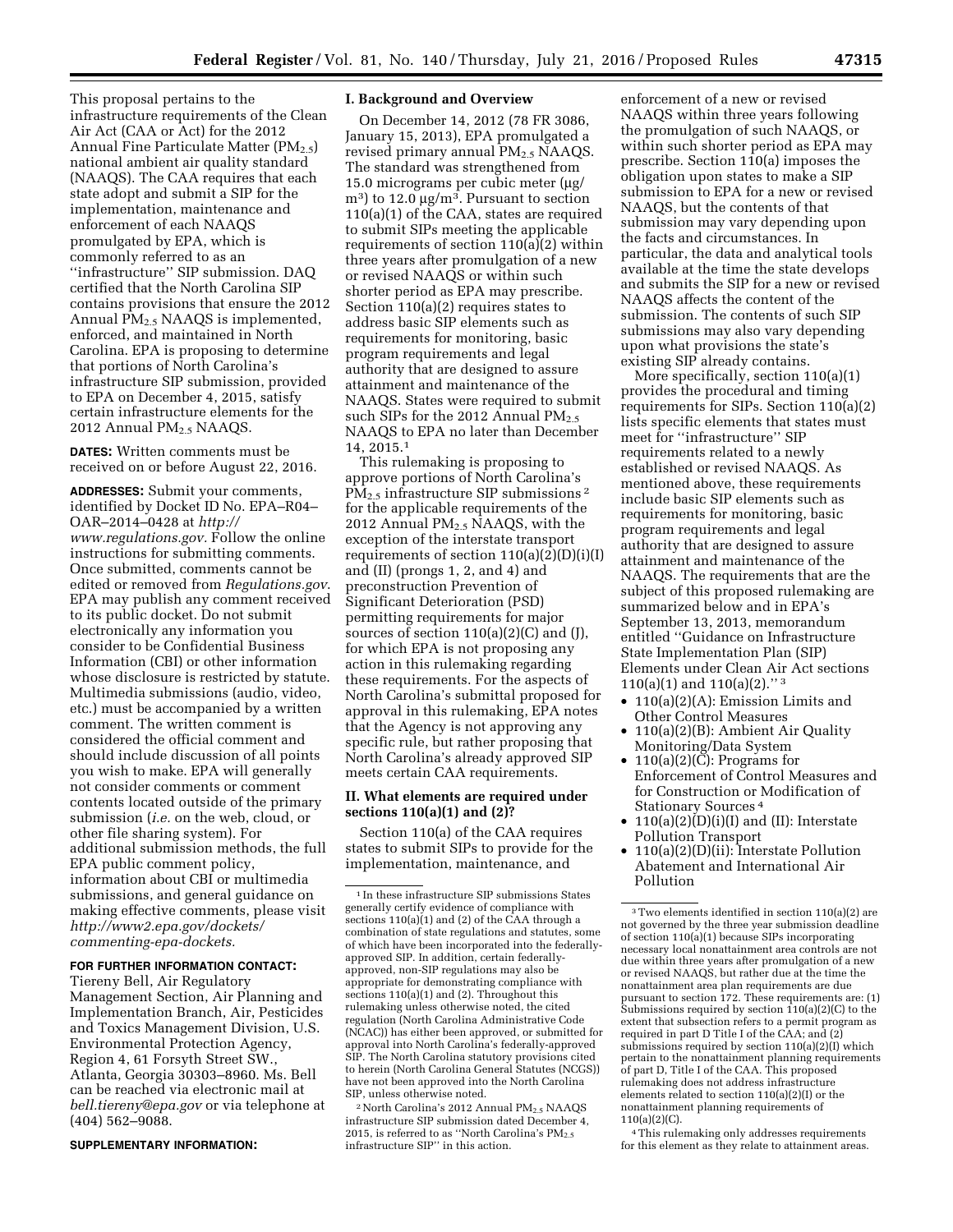This proposal pertains to the infrastructure requirements of the Clean Air Act (CAA or Act) for the 2012 Annual Fine Particulate Matter ($PM_{2.5}$) national ambient air quality standard (NAAQS). The CAA requires that each state adopt and submit a SIP for the implementation, maintenance and enforcement of each NAAQS promulgated by EPA, which is commonly referred to as an ''infrastructure'' SIP submission. DAQ certified that the North Carolina SIP contains provisions that ensure the 2012 Annual $PM_{2.5}$ NAAQS is implemented, enforced, and maintained in North Carolina. EPA is proposing to determine that portions of North Carolina's infrastructure SIP submission, provided to EPA on December 4, 2015, satisfy certain infrastructure elements for the 2012 Annual $PM_{2.5}$ NAAQS.

**DATES:** Written comments must be received on or before August 22, 2016.

**ADDRESSES:** Submit your comments, identified by Docket ID No. EPA–R04–OAR–2014–0428 at *http://www.regulations.gov.* Follow the online instructions for submitting comments. Once submitted, comments cannot be edited or removed from *Regulations.gov*. EPA may publish any comment received to its public docket. Do not submit electronically any information you consider to be Confidential Business Information (CBI) or other information whose disclosure is restricted by statute. Multimedia submissions (audio, video, etc.) must be accompanied by a written comment. The written comment is considered the official comment and should include discussion of all points you wish to make. EPA will generally not consider comments or comment contents located outside of the primary submission (*i.e.* on the web, cloud, or other file sharing system). For additional submission methods, the full EPA public comment policy, information about CBI or multimedia submissions, and general guidance on making effective comments, please visit *http://www2.epa.gov/dockets/commenting-epa-dockets.*

**FOR FURTHER INFORMATION CONTACT:** Tiereny Bell, Air Regulatory Management Section, Air Planning and Implementation Branch, Air, Pesticides and Toxics Management Division, U.S. Environmental Protection Agency, Region 4, 61 Forsyth Street SW., Atlanta, Georgia 30303–8960. Ms. Bell can be reached via electronic mail at *bell.tiereny@epa.gov* or via telephone at (404) 562–9088.

**SUPPLEMENTARY INFORMATION:**

## I. Background and Overview

On December 14, 2012 (78 FR 3086, January 15, 2013), EPA promulgated a revised primary annual $PM_{2.5}$ NAAQS. The standard was strengthened from 15.0 micrograms per cubic meter ($\mu g/m^3$) to 12.0 $\mu g/m^3$. Pursuant to section 110(a)(1) of the CAA, states are required to submit SIPs meeting the applicable requirements of section 110(a)(2) within three years after promulgation of a new or revised NAAQS or within such shorter period as EPA may prescribe. Section 110(a)(2) requires states to address basic SIP elements such as requirements for monitoring, basic program requirements and legal authority that are designed to assure attainment and maintenance of the NAAQS. States were required to submit such SIPs for the 2012 Annual $PM_{2.5}$ NAAQS to EPA no later than December 14, 2015.[1]

This rulemaking is proposing to approve portions of North Carolina's $PM_{2.5}$ infrastructure SIP submissions[2] for the applicable requirements of the 2012 Annual $PM_{2.5}$ NAAQS, with the exception of the interstate transport requirements of section 110(a)(2)(D)(i)(I) and (II) (prongs 1, 2, and 4) and preconstruction Prevention of Significant Deterioration (PSD) permitting requirements for major sources of section 110(a)(2)(C) and (J), for which EPA is not proposing any action in this rulemaking regarding these requirements. For the aspects of North Carolina's submittal proposed for approval in this rulemaking, EPA notes that the Agency is not approving any specific rule, but rather proposing that North Carolina's already approved SIP meets certain CAA requirements.

## II. What elements are required under sections 110(a)(1) and (2)?

Section 110(a) of the CAA requires states to submit SIPs to provide for the implementation, maintenance, and enforcement of a new or revised NAAQS within three years following the promulgation of such NAAQS, or within such shorter period as EPA may prescribe. Section 110(a) imposes the obligation upon states to make a SIP submission to EPA for a new or revised NAAQS, but the contents of that submission may vary depending upon the facts and circumstances. In particular, the data and analytical tools available at the time the state develops and submits the SIP for a new or revised NAAQS affects the content of the submission. The contents of such SIP submissions may also vary depending upon what provisions the state's existing SIP already contains.

More specifically, section 110(a)(1) provides the procedural and timing requirements for SIPs. Section 110(a)(2) lists specific elements that states must meet for ''infrastructure'' SIP requirements related to a newly established or revised NAAQS. As mentioned above, these requirements include basic SIP elements such as requirements for monitoring, basic program requirements and legal authority that are designed to assure attainment and maintenance of the NAAQS. The requirements that are the subject of this proposed rulemaking are summarized below and in EPA's September 13, 2013, memorandum entitled ''Guidance on Infrastructure State Implementation Plan (SIP) Elements under Clean Air Act sections 110(a)(1) and 110(a)(2).''[3]

- 110(a)(2)(A): Emission Limits and Other Control Measures
- 110(a)(2)(B): Ambient Air Quality Monitoring/Data System
- 110(a)(2)(C): Programs for Enforcement of Control Measures and for Construction or Modification of Stationary Sources[4]
- 110(a)(2)(D)(i)(I) and (II): Interstate Pollution Transport
- 110(a)(2)(D)(ii): Interstate Pollution Abatement and International Air Pollution

---

[1] In these infrastructure SIP submissions States generally certify evidence of compliance with sections 110(a)(1) and (2) of the CAA through a combination of state regulations and statutes, some of which have been incorporated into the federally-approved SIP. In addition, certain federally-approved, non-SIP regulations may also be appropriate for demonstrating compliance with sections 110(a)(1) and (2). Throughout this rulemaking unless otherwise noted, the cited regulation (North Carolina Administrative Code (NCAC)) has either been approved, or submitted for approval into North Carolina's federally-approved SIP. The North Carolina statutory provisions cited to herein (North Carolina General Statutes (NCGS)) have not been approved into the North Carolina SIP, unless otherwise noted.

[2] North Carolina's 2012 Annual $PM_{2.5}$ NAAQS infrastructure SIP submission dated December 4, 2015, is referred to as ''North Carolina's $PM_{2.5}$ infrastructure SIP'' in this action.

[3] Two elements identified in section 110(a)(2) are not governed by the three year submission deadline of section 110(a)(1) because SIPs incorporating necessary local nonattainment area controls are not due within three years after promulgation of a new or revised NAAQS, but rather due at the time the nonattainment area plan requirements are due pursuant to section 172. These requirements are: (1) Submissions required by section 110(a)(2)(C) to the extent that subsection refers to a permit program as required in part D Title I of the CAA; and (2) submissions required by section 110(a)(2)(I) which pertain to the nonattainment planning requirements of part D, Title I of the CAA. This proposed rulemaking does not address infrastructure elements related to section 110(a)(2)(I) or the nonattainment planning requirements of 110(a)(2)(C).

[4] This rulemaking only addresses requirements for this element as they relate to attainment areas.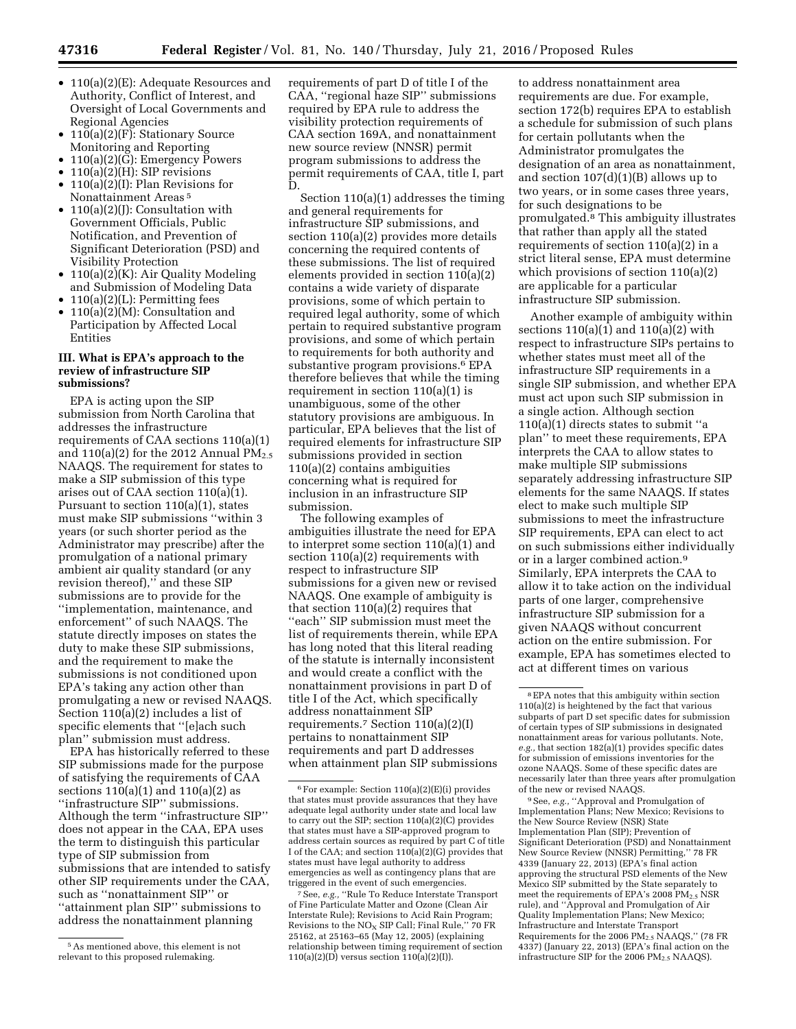- 110(a)(2)(E): Adequate Resources and Authority, Conflict of Interest, and Oversight of Local Governments and Regional Agencies
- 110(a)(2)(F): Stationary Source Monitoring and Reporting
- 110(a)(2)(G): Emergency Powers
- 110(a)(2)(H): SIP revisions
- 110(a)(2)(I): Plan Revisions for Nonattainment Areas [5]
- 110(a)(2)(J): Consultation with Government Officials, Public Notification, and Prevention of Significant Deterioration (PSD) and Visibility Protection
- 110(a)(2)(K): Air Quality Modeling and Submission of Modeling Data
- 110(a)(2)(L): Permitting fees
- 110(a)(2)(M): Consultation and Participation by Affected Local Entities

### III. What is EPA's approach to the review of infrastructure SIP submissions?

EPA is acting upon the SIP submission from North Carolina that addresses the infrastructure requirements of CAA sections 110(a)(1) and 110(a)(2) for the 2012 Annual $PM_{2.5}$ NAAQS. The requirement for states to make a SIP submission of this type arises out of CAA section 110(a)(1). Pursuant to section 110(a)(1), states must make SIP submissions "within 3 years (or such shorter period as the Administrator may prescribe) after the promulgation of a national primary ambient air quality standard (or any revision thereof)," and these SIP submissions are to provide for the "implementation, maintenance, and enforcement" of such NAAQS. The statute directly imposes on states the duty to make these SIP submissions, and the requirement to make the submissions is not conditioned upon EPA's taking any action other than promulgating a new or revised NAAQS. Section 110(a)(2) includes a list of specific elements that "[e]ach such plan" submission must address.

EPA has historically referred to these SIP submissions made for the purpose of satisfying the requirements of CAA sections 110(a)(1) and 110(a)(2) as "infrastructure SIP" submissions. Although the term "infrastructure SIP" does not appear in the CAA, EPA uses the term to distinguish this particular type of SIP submission from submissions that are intended to satisfy other SIP requirements under the CAA, such as "nonattainment SIP" or "attainment plan SIP" submissions to address the nonattainment planning requirements of part D of title I of the CAA, "regional haze SIP" submissions required by EPA rule to address the visibility protection requirements of CAA section 169A, and nonattainment new source review (NNSR) permit program submissions to address the permit requirements of CAA, title I, part D.

Section 110(a)(1) addresses the timing and general requirements for infrastructure SIP submissions, and section 110(a)(2) provides more details concerning the required contents of these submissions. The list of required elements provided in section 110(a)(2) contains a wide variety of disparate provisions, some of which pertain to required legal authority, some of which pertain to required substantive program provisions, and some of which pertain to requirements for both authority and substantive program provisions.[6] EPA therefore believes that while the timing requirement in section 110(a)(1) is unambiguous, some of the other statutory provisions are ambiguous. In particular, EPA believes that the list of required elements for infrastructure SIP submissions provided in section 110(a)(2) contains ambiguities concerning what is required for inclusion in an infrastructure SIP submission.

The following examples of ambiguities illustrate the need for EPA to interpret some section 110(a)(1) and section 110(a)(2) requirements with respect to infrastructure SIP submissions for a given new or revised NAAQS. One example of ambiguity is that section 110(a)(2) requires that "each" SIP submission must meet the list of requirements therein, while EPA has long noted that this literal reading of the statute is internally inconsistent and would create a conflict with the nonattainment provisions in part D of title I of the Act, which specifically address nonattainment SIP requirements.[7] Section 110(a)(2)(I) pertains to nonattainment SIP requirements and part D addresses when attainment plan SIP submissions to address nonattainment area requirements are due. For example, section 172(b) requires EPA to establish a schedule for submission of such plans for certain pollutants when the Administrator promulgates the designation of an area as nonattainment, and section 107(d)(1)(B) allows up to two years, or in some cases three years, for such designations to be promulgated.[8] This ambiguity illustrates that rather than apply all the stated requirements of section 110(a)(2) in a strict literal sense, EPA must determine which provisions of section 110(a)(2) are applicable for a particular infrastructure SIP submission.

Another example of ambiguity within sections 110(a)(1) and 110(a)(2) with respect to infrastructure SIPs pertains to whether states must meet all of the infrastructure SIP requirements in a single SIP submission, and whether EPA must act upon such SIP submission in a single action. Although section 110(a)(1) directs states to submit "a plan" to meet these requirements, EPA interprets the CAA to allow states to make multiple SIP submissions separately addressing infrastructure SIP elements for the same NAAQS. If states elect to make such multiple SIP submissions to meet the infrastructure SIP requirements, EPA can elect to act on such submissions either individually or in a larger combined action.[9] Similarly, EPA interprets the CAA to allow it to take action on the individual parts of one larger, comprehensive infrastructure SIP submission for a given NAAQS without concurrent action on the entire submission. For example, EPA has sometimes elected to act at different times on various

---

[5] As mentioned above, this element is not relevant to this proposed rulemaking.

[6] For example: Section 110(a)(2)(E)(i) provides that states must provide assurances that they have adequate legal authority under state and local law to carry out the SIP; section 110(a)(2)(C) provides that states must have a SIP-approved program to address certain sources as required by part C of title I of the CAA; and section 110(a)(2)(G) provides that states must have legal authority to address emergencies as well as contingency plans that are triggered in the event of such emergencies.

[7] See, *e.g.,* "Rule To Reduce Interstate Transport of Fine Particulate Matter and Ozone (Clean Air Interstate Rule); Revisions to Acid Rain Program; Revisions to the $NO_X$ SIP Call; Final Rule," 70 FR 25162, at 25163–65 (May 12, 2005) (explaining relationship between timing requirement of section 110(a)(2)(D) versus section 110(a)(2)(I)).

[8] EPA notes that this ambiguity within section 110(a)(2) is heightened by the fact that various subparts of part D set specific dates for submission of certain types of SIP submissions in designated nonattainment areas for various pollutants. Note, *e.g.,* that section 182(a)(1) provides specific dates for submission of emissions inventories for the ozone NAAQS. Some of these specific dates are necessarily later than three years after promulgation of the new or revised NAAQS.

[9] See, *e.g.,* "Approval and Promulgation of Implementation Plans; New Mexico; Revisions to the New Source Review (NSR) State Implementation Plan (SIP); Prevention of Significant Deterioration (PSD) and Nonattainment New Source Review (NNSR) Permitting," 78 FR 4339 (January 22, 2013) (EPA's final action approving the structural PSD elements of the New Mexico SIP submitted by the State separately to meet the requirements of EPA's 2008 $PM_{2.5}$ NSR rule), and "Approval and Promulgation of Air Quality Implementation Plans; New Mexico; Infrastructure and Interstate Transport Requirements for the 2006 $PM_{2.5}$ NAAQS," (78 FR 4337) (January 22, 2013) (EPA's final action on the infrastructure SIP for the 2006 $PM_{2.5}$ NAAQS).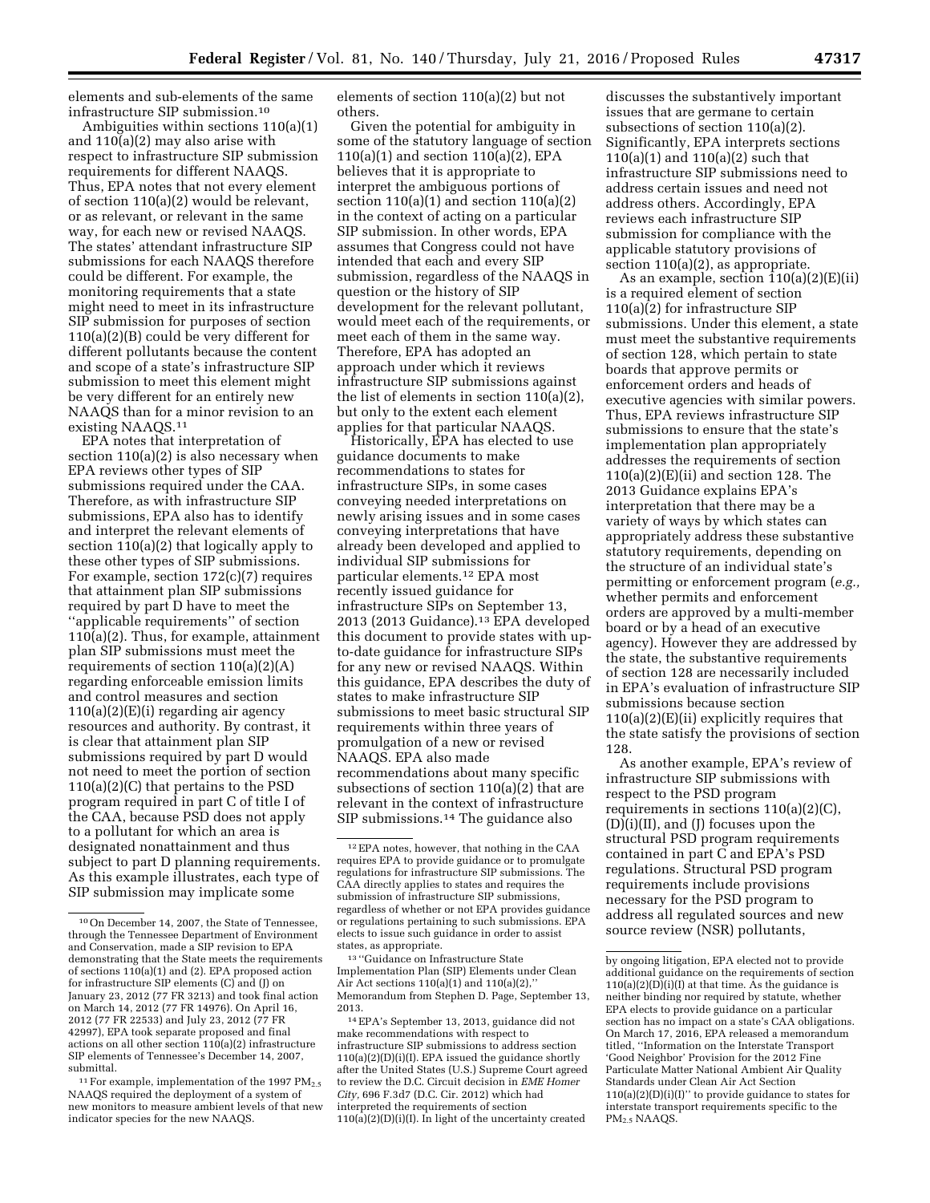elements and sub-elements of the same infrastructure SIP submission.[10]

Ambiguities within sections 110(a)(1) and 110(a)(2) may also arise with respect to infrastructure SIP submission requirements for different NAAQS. Thus, EPA notes that not every element of section 110(a)(2) would be relevant, or as relevant, or relevant in the same way, for each new or revised NAAQS. The states' attendant infrastructure SIP submissions for each NAAQS therefore could be different. For example, the monitoring requirements that a state might need to meet in its infrastructure SIP submission for purposes of section 110(a)(2)(B) could be very different for different pollutants because the content and scope of a state's infrastructure SIP submission to meet this element might be very different for an entirely new NAAQS than for a minor revision to an existing NAAQS.[11]

EPA notes that interpretation of section 110(a)(2) is also necessary when EPA reviews other types of SIP submissions required under the CAA. Therefore, as with infrastructure SIP submissions, EPA also has to identify and interpret the relevant elements of section 110(a)(2) that logically apply to these other types of SIP submissions. For example, section 172(c)(7) requires that attainment plan SIP submissions required by part D have to meet the ''applicable requirements'' of section 110(a)(2). Thus, for example, attainment plan SIP submissions must meet the requirements of section 110(a)(2)(A) regarding enforceable emission limits and control measures and section 110(a)(2)(E)(i) regarding air agency resources and authority. By contrast, it is clear that attainment plan SIP submissions required by part D would not need to meet the portion of section 110(a)(2)(C) that pertains to the PSD program required in part C of title I of the CAA, because PSD does not apply to a pollutant for which an area is designated nonattainment and thus subject to part D planning requirements. As this example illustrates, each type of SIP submission may implicate some elements of section 110(a)(2) but not others.

Given the potential for ambiguity in some of the statutory language of section 110(a)(1) and section 110(a)(2), EPA believes that it is appropriate to interpret the ambiguous portions of section 110(a)(1) and section 110(a)(2) in the context of acting on a particular SIP submission. In other words, EPA assumes that Congress could not have intended that each and every SIP submission, regardless of the NAAQS in question or the history of SIP development for the relevant pollutant, would meet each of the requirements, or meet each of them in the same way. Therefore, EPA has adopted an approach under which it reviews infrastructure SIP submissions against the list of elements in section 110(a)(2), but only to the extent each element applies for that particular NAAQS.

Historically, EPA has elected to use guidance documents to make recommendations to states for infrastructure SIPs, in some cases conveying needed interpretations on newly arising issues and in some cases conveying interpretations that have already been developed and applied to individual SIP submissions for particular elements.[12] EPA most recently issued guidance for infrastructure SIPs on September 13, 2013 (2013 Guidance).[13] EPA developed this document to provide states with up-to-date guidance for infrastructure SIPs for any new or revised NAAQS. Within this guidance, EPA describes the duty of states to make infrastructure SIP submissions to meet basic structural SIP requirements within three years of promulgation of a new or revised NAAQS. EPA also made recommendations about many specific subsections of section 110(a)(2) that are relevant in the context of infrastructure SIP submissions.[14] The guidance also discusses the substantively important issues that are germane to certain subsections of section 110(a)(2). Significantly, EPA interprets sections 110(a)(1) and 110(a)(2) such that infrastructure SIP submissions need to address certain issues and need not address others. Accordingly, EPA reviews each infrastructure SIP submission for compliance with the applicable statutory provisions of section 110(a)(2), as appropriate.

As an example, section 110(a)(2)(E)(ii) is a required element of section 110(a)(2) for infrastructure SIP submissions. Under this element, a state must meet the substantive requirements of section 128, which pertain to state boards that approve permits or enforcement orders and heads of executive agencies with similar powers. Thus, EPA reviews infrastructure SIP submissions to ensure that the state's implementation plan appropriately addresses the requirements of section 110(a)(2)(E)(ii) and section 128. The 2013 Guidance explains EPA's interpretation that there may be a variety of ways by which states can appropriately address these substantive statutory requirements, depending on the structure of an individual state's permitting or enforcement program (*e.g.,* whether permits and enforcement orders are approved by a multi-member board or by a head of an executive agency). However they are addressed by the state, the substantive requirements of section 128 are necessarily included in EPA's evaluation of infrastructure SIP submissions because section 110(a)(2)(E)(ii) explicitly requires that the state satisfy the provisions of section 128.

As another example, EPA's review of infrastructure SIP submissions with respect to the PSD program requirements in sections 110(a)(2)(C), (D)(i)(II), and (J) focuses upon the structural PSD program requirements contained in part C and EPA's PSD regulations. Structural PSD program requirements include provisions necessary for the PSD program to address all regulated sources and new source review (NSR) pollutants,

---

[10] On December 14, 2007, the State of Tennessee, through the Tennessee Department of Environment and Conservation, made a SIP revision to EPA demonstrating that the State meets the requirements of sections 110(a)(1) and (2). EPA proposed action for infrastructure SIP elements (C) and (J) on January 23, 2012 (77 FR 3213) and took final action on March 14, 2012 (77 FR 14976). On April 16, 2012 (77 FR 22533) and July 23, 2012 (77 FR 42997), EPA took separate proposed and final actions on all other section 110(a)(2) infrastructure SIP elements of Tennessee's December 14, 2007, submittal.

[11] For example, implementation of the 1997 $PM_{2.5}$ NAAQS required the deployment of a system of new monitors to measure ambient levels of that new indicator species for the new NAAQS.

[12] EPA notes, however, that nothing in the CAA requires EPA to provide guidance or to promulgate regulations for infrastructure SIP submissions. The CAA directly applies to states and requires the submission of infrastructure SIP submissions, regardless of whether or not EPA provides guidance or regulations pertaining to such submissions. EPA elects to issue such guidance in order to assist states, as appropriate.

[13] ''Guidance on Infrastructure State Implementation Plan (SIP) Elements under Clean Air Act sections 110(a)(1) and 110(a)(2),'' Memorandum from Stephen D. Page, September 13, 2013.

[14] EPA's September 13, 2013, guidance did not make recommendations with respect to infrastructure SIP submissions to address section 110(a)(2)(D)(i)(I). EPA issued the guidance shortly after the United States (U.S.) Supreme Court agreed to review the D.C. Circuit decision in *EME Homer City,* 696 F.3d7 (D.C. Cir. 2012) which had interpreted the requirements of section 110(a)(2)(D)(i)(I). In light of the uncertainty created by ongoing litigation, EPA elected not to provide additional guidance on the requirements of section 110(a)(2)(D)(i)(I) at that time. As the guidance is neither binding nor required by statute, whether EPA elects to provide guidance on a particular section has no impact on a state's CAA obligations. On March 17, 2016, EPA released a memorandum titled, ''Information on the Interstate Transport 'Good Neighbor' Provision for the 2012 Fine Particulate Matter National Ambient Air Quality Standards under Clean Air Act Section 110(a)(2)(D)(i)(I)'' to provide guidance to states for interstate transport requirements specific to the $PM_{2.5}$ NAAQS.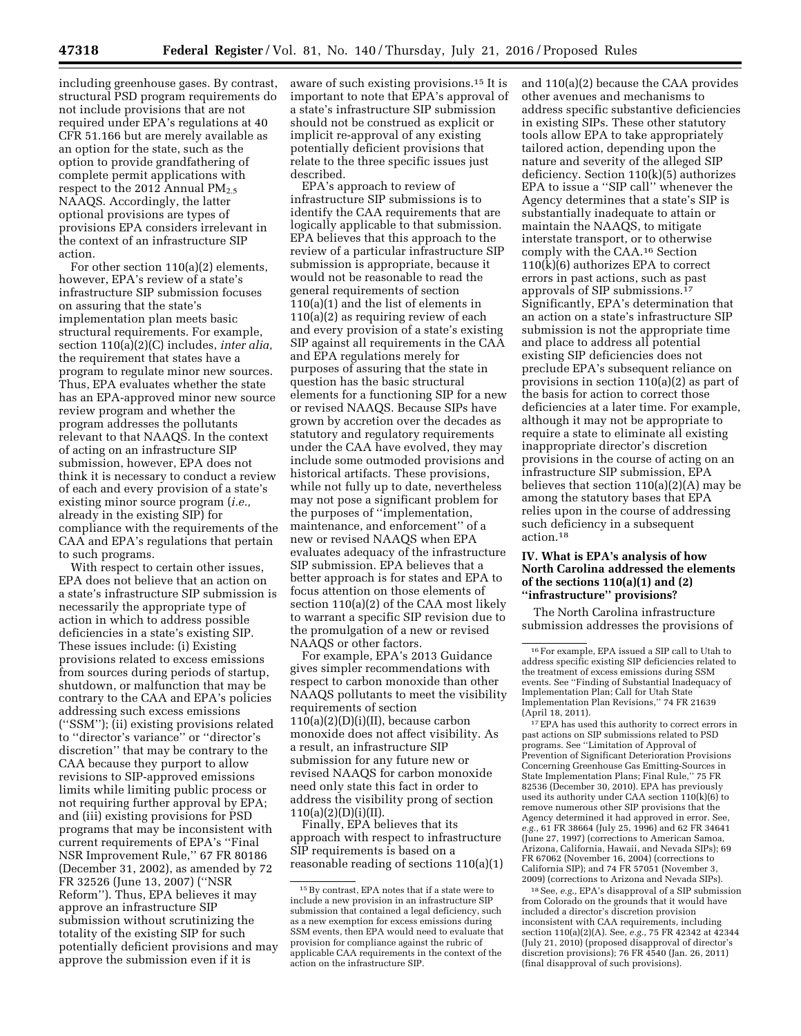including greenhouse gases. By contrast, structural PSD program requirements do not include provisions that are not required under EPA's regulations at 40 CFR 51.166 but are merely available as an option for the state, such as the option to provide grandfathering of complete permit applications with respect to the 2012 Annual $PM_{2.5}$ NAAQS. Accordingly, the latter optional provisions are types of provisions EPA considers irrelevant in the context of an infrastructure SIP action.

For other section 110(a)(2) elements, however, EPA's review of a state's infrastructure SIP submission focuses on assuring that the state's implementation plan meets basic structural requirements. For example, section 110(a)(2)(C) includes, *inter alia,* the requirement that states have a program to regulate minor new sources. Thus, EPA evaluates whether the state has an EPA-approved minor new source review program and whether the program addresses the pollutants relevant to that NAAQS. In the context of acting on an infrastructure SIP submission, however, EPA does not think it is necessary to conduct a review of each and every provision of a state's existing minor source program (*i.e.,* already in the existing SIP) for compliance with the requirements of the CAA and EPA's regulations that pertain to such programs.

With respect to certain other issues, EPA does not believe that an action on a state's infrastructure SIP submission is necessarily the appropriate type of action in which to address possible deficiencies in a state's existing SIP. These issues include: (i) Existing provisions related to excess emissions from sources during periods of startup, shutdown, or malfunction that may be contrary to the CAA and EPA's policies addressing such excess emissions (''SSM''); (ii) existing provisions related to ''director's variance'' or ''director's discretion'' that may be contrary to the CAA because they purport to allow revisions to SIP-approved emissions limits while limiting public process or not requiring further approval by EPA; and (iii) existing provisions for PSD programs that may be inconsistent with current requirements of EPA's ''Final NSR Improvement Rule,'' 67 FR 80186 (December 31, 2002), as amended by 72 FR 32526 (June 13, 2007) (''NSR Reform''). Thus, EPA believes it may approve an infrastructure SIP submission without scrutinizing the totality of the existing SIP for such potentially deficient provisions and may approve the submission even if it is aware of such existing provisions.[15] It is important to note that EPA's approval of a state's infrastructure SIP submission should not be construed as explicit or implicit re-approval of any existing potentially deficient provisions that relate to the three specific issues just described.

EPA's approach to review of infrastructure SIP submissions is to identify the CAA requirements that are logically applicable to that submission. EPA believes that this approach to the review of a particular infrastructure SIP submission is appropriate, because it would not be reasonable to read the general requirements of section 110(a)(1) and the list of elements in 110(a)(2) as requiring review of each and every provision of a state's existing SIP against all requirements in the CAA and EPA regulations merely for purposes of assuring that the state in question has the basic structural elements for a functioning SIP for a new or revised NAAQS. Because SIPs have grown by accretion over the decades as statutory and regulatory requirements under the CAA have evolved, they may include some outmoded provisions and historical artifacts. These provisions, while not fully up to date, nevertheless may not pose a significant problem for the purposes of ''implementation, maintenance, and enforcement'' of a new or revised NAAQS when EPA evaluates adequacy of the infrastructure SIP submission. EPA believes that a better approach is for states and EPA to focus attention on those elements of section 110(a)(2) of the CAA most likely to warrant a specific SIP revision due to the promulgation of a new or revised NAAQS or other factors.

For example, EPA's 2013 Guidance gives simpler recommendations with respect to carbon monoxide than other NAAQS pollutants to meet the visibility requirements of section 110(a)(2)(D)(i)(II), because carbon monoxide does not affect visibility. As a result, an infrastructure SIP submission for any future new or revised NAAQS for carbon monoxide need only state this fact in order to address the visibility prong of section 110(a)(2)(D)(i)(II).

Finally, EPA believes that its approach with respect to infrastructure SIP requirements is based on a reasonable reading of sections 110(a)(1) and 110(a)(2) because the CAA provides other avenues and mechanisms to address specific substantive deficiencies in existing SIPs. These other statutory tools allow EPA to take appropriately tailored action, depending upon the nature and severity of the alleged SIP deficiency. Section 110(k)(5) authorizes EPA to issue a ''SIP call'' whenever the Agency determines that a state's SIP is substantially inadequate to attain or maintain the NAAQS, to mitigate interstate transport, or to otherwise comply with the CAA.[16] Section 110(k)(6) authorizes EPA to correct errors in past actions, such as past approvals of SIP submissions.[17] Significantly, EPA's determination that an action on a state's infrastructure SIP submission is not the appropriate time and place to address all potential existing SIP deficiencies does not preclude EPA's subsequent reliance on provisions in section 110(a)(2) as part of the basis for action to correct those deficiencies at a later time. For example, although it may not be appropriate to require a state to eliminate all existing inappropriate director's discretion provisions in the course of acting on an infrastructure SIP submission, EPA believes that section 110(a)(2)(A) may be among the statutory bases that EPA relies upon in the course of addressing such deficiency in a subsequent action.[18]

## IV. What is EPA's analysis of how North Carolina addressed the elements of the sections 110(a)(1) and (2) ''infrastructure'' provisions?

The North Carolina infrastructure submission addresses the provisions of

---

[15] By contrast, EPA notes that if a state were to include a new provision in an infrastructure SIP submission that contained a legal deficiency, such as a new exemption for excess emissions during SSM events, then EPA would need to evaluate that provision for compliance against the rubric of applicable CAA requirements in the context of the action on the infrastructure SIP.

[16] For example, EPA issued a SIP call to Utah to address specific existing SIP deficiencies related to the treatment of excess emissions during SSM events. See ''Finding of Substantial Inadequacy of Implementation Plan; Call for Utah State Implementation Plan Revisions,'' 74 FR 21639 (April 18, 2011).

[17] EPA has used this authority to correct errors in past actions on SIP submissions related to PSD programs. See ''Limitation of Approval of Prevention of Significant Deterioration Provisions Concerning Greenhouse Gas Emitting-Sources in State Implementation Plans; Final Rule,'' 75 FR 82536 (December 30, 2010). EPA has previously used its authority under CAA section 110(k)(6) to remove numerous other SIP provisions that the Agency determined it had approved in error. See, *e.g.,* 61 FR 38664 (July 25, 1996) and 62 FR 34641 (June 27, 1997) (corrections to American Samoa, Arizona, California, Hawaii, and Nevada SIPs); 69 FR 67062 (November 16, 2004) (corrections to California SIP); and 74 FR 57051 (November 3, 2009) (corrections to Arizona and Nevada SIPs).

[18] See, *e.g.,* EPA's disapproval of a SIP submission from Colorado on the grounds that it would have included a director's discretion provision inconsistent with CAA requirements, including section 110(a)(2)(A). See, *e.g.,* 75 FR 42342 at 42344 (July 21, 2010) (proposed disapproval of director's discretion provisions); 76 FR 4540 (Jan. 26, 2011) (final disapproval of such provisions).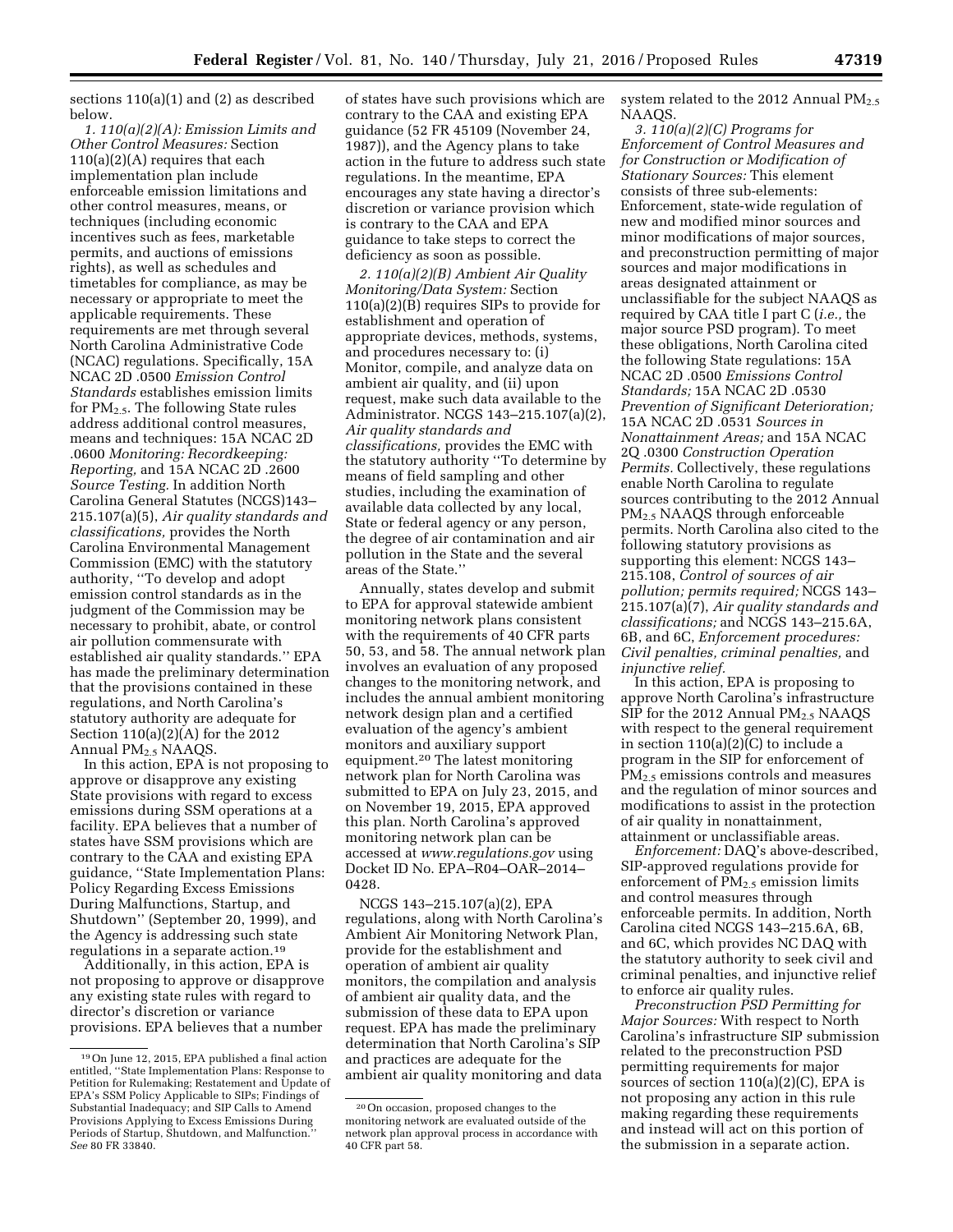sections 110(a)(1) and (2) as described below.

*1. 110(a)(2)(A): Emission Limits and Other Control Measures:* Section 110(a)(2)(A) requires that each implementation plan include enforceable emission limitations and other control measures, means, or techniques (including economic incentives such as fees, marketable permits, and auctions of emissions rights), as well as schedules and timetables for compliance, as may be necessary or appropriate to meet the applicable requirements. These requirements are met through several North Carolina Administrative Code (NCAC) regulations. Specifically, 15A NCAC 2D .0500 *Emission Control Standards* establishes emission limits for $PM_{2.5}$. The following State rules address additional control measures, means and techniques: 15A NCAC 2D .0600 *Monitoring: Recordkeeping: Reporting,* and 15A NCAC 2D .2600 *Source Testing.* In addition North Carolina General Statutes (NCGS)143–215.107(a)(5), *Air quality standards and classifications,* provides the North Carolina Environmental Management Commission (EMC) with the statutory authority, ''To develop and adopt emission control standards as in the judgment of the Commission may be necessary to prohibit, abate, or control air pollution commensurate with established air quality standards.'' EPA has made the preliminary determination that the provisions contained in these regulations, and North Carolina's statutory authority are adequate for Section 110(a)(2)(A) for the 2012 Annual $PM_{2.5}$ NAAQS.

In this action, EPA is not proposing to approve or disapprove any existing State provisions with regard to excess emissions during SSM operations at a facility. EPA believes that a number of states have SSM provisions which are contrary to the CAA and existing EPA guidance, ''State Implementation Plans: Policy Regarding Excess Emissions During Malfunctions, Startup, and Shutdown'' (September 20, 1999), and the Agency is addressing such state regulations in a separate action.[19]

Additionally, in this action, EPA is not proposing to approve or disapprove any existing state rules with regard to director's discretion or variance provisions. EPA believes that a number of states have such provisions which are contrary to the CAA and existing EPA guidance (52 FR 45109 (November 24, 1987)), and the Agency plans to take action in the future to address such state regulations. In the meantime, EPA encourages any state having a director's discretion or variance provision which is contrary to the CAA and EPA guidance to take steps to correct the deficiency as soon as possible.

*2. 110(a)(2)(B) Ambient Air Quality Monitoring/Data System:* Section 110(a)(2)(B) requires SIPs to provide for establishment and operation of appropriate devices, methods, systems, and procedures necessary to: (i) Monitor, compile, and analyze data on ambient air quality, and (ii) upon request, make such data available to the Administrator. NCGS 143–215.107(a)(2), *Air quality standards and classifications,* provides the EMC with the statutory authority ''To determine by means of field sampling and other studies, including the examination of available data collected by any local, State or federal agency or any person, the degree of air contamination and air pollution in the State and the several areas of the State.''

Annually, states develop and submit to EPA for approval statewide ambient monitoring network plans consistent with the requirements of 40 CFR parts 50, 53, and 58. The annual network plan involves an evaluation of any proposed changes to the monitoring network, and includes the annual ambient monitoring network design plan and a certified evaluation of the agency's ambient monitors and auxiliary support equipment.[20] The latest monitoring network plan for North Carolina was submitted to EPA on July 23, 2015, and on November 19, 2015, EPA approved this plan. North Carolina's approved monitoring network plan can be accessed at *www.regulations.gov* using Docket ID No. EPA–R04–OAR–2014–0428.

NCGS 143–215.107(a)(2), EPA regulations, along with North Carolina's Ambient Air Monitoring Network Plan, provide for the establishment and operation of ambient air quality monitors, the compilation and analysis of ambient air quality data, and the submission of these data to EPA upon request. EPA has made the preliminary determination that North Carolina's SIP and practices are adequate for the ambient air quality monitoring and data system related to the 2012 Annual $PM_{2.5}$ NAAQS.

*3. 110(a)(2)(C) Programs for Enforcement of Control Measures and for Construction or Modification of Stationary Sources:* This element consists of three sub-elements: Enforcement, state-wide regulation of new and modified minor sources and minor modifications of major sources, and preconstruction permitting of major sources and major modifications in areas designated attainment or unclassifiable for the subject NAAQS as required by CAA title I part C (*i.e.,* the major source PSD program). To meet these obligations, North Carolina cited the following State regulations: 15A NCAC 2D .0500 *Emissions Control Standards;* 15A NCAC 2D .0530 *Prevention of Significant Deterioration;* 15A NCAC 2D .0531 *Sources in Nonattainment Areas;* and 15A NCAC 2Q .0300 *Construction Operation Permits.* Collectively, these regulations enable North Carolina to regulate sources contributing to the 2012 Annual $PM_{2.5}$ NAAQS through enforceable permits. North Carolina also cited to the following statutory provisions as supporting this element: NCGS 143–215.108, *Control of sources of air pollution; permits required;* NCGS 143–215.107(a)(7), *Air quality standards and classifications;* and NCGS 143–215.6A, 6B, and 6C, *Enforcement procedures: Civil penalties, criminal penalties,* and *injunctive relief.*

In this action, EPA is proposing to approve North Carolina's infrastructure SIP for the 2012 Annual $PM_{2.5}$ NAAQS with respect to the general requirement in section 110(a)(2)(C) to include a program in the SIP for enforcement of $PM_{2.5}$ emissions controls and measures and the regulation of minor sources and modifications to assist in the protection of air quality in nonattainment, attainment or unclassifiable areas.

*Enforcement:* DAQ's above-described, SIP-approved regulations provide for enforcement of $PM_{2.5}$ emission limits and control measures through enforceable permits. In addition, North Carolina cited NCGS 143–215.6A, 6B, and 6C, which provides NC DAQ with the statutory authority to seek civil and criminal penalties, and injunctive relief to enforce air quality rules.

*Preconstruction PSD Permitting for Major Sources:* With respect to North Carolina's infrastructure SIP submission related to the preconstruction PSD permitting requirements for major sources of section 110(a)(2)(C), EPA is not proposing any action in this rule making regarding these requirements and instead will act on this portion of the submission in a separate action.

---

[19] On June 12, 2015, EPA published a final action entitled, ''State Implementation Plans: Response to Petition for Rulemaking; Restatement and Update of EPA's SSM Policy Applicable to SIPs; Findings of Substantial Inadequacy; and SIP Calls to Amend Provisions Applying to Excess Emissions During Periods of Startup, Shutdown, and Malfunction.'' *See* 80 FR 33840.

[20] On occasion, proposed changes to the monitoring network are evaluated outside of the network plan approval process in accordance with 40 CFR part 58.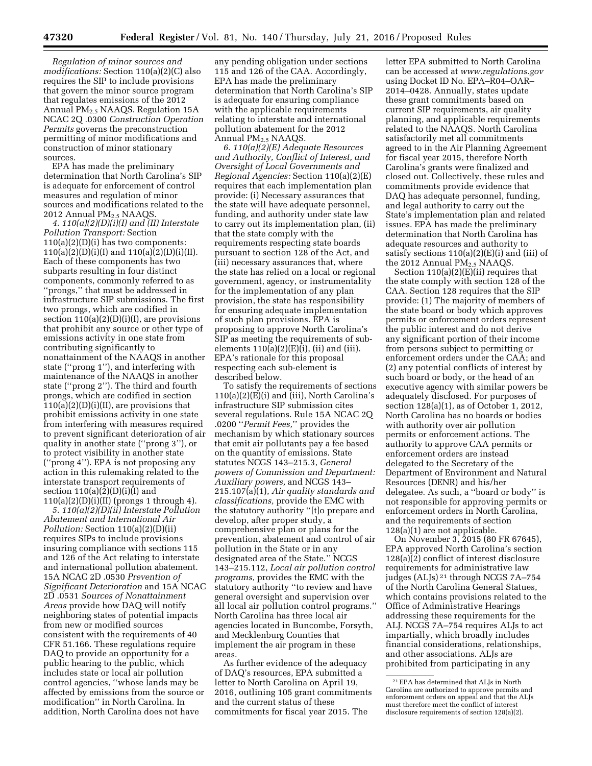*Regulation of minor sources and modifications:* Section 110(a)(2)(C) also requires the SIP to include provisions that govern the minor source program that regulates emissions of the 2012 Annual $PM_{2.5}$ NAAQS. Regulation 15A NCAC 2Q .0300 *Construction Operation Permits* governs the preconstruction permitting of minor modifications and construction of minor stationary sources.

EPA has made the preliminary determination that North Carolina's SIP is adequate for enforcement of control measures and regulation of minor sources and modifications related to the 2012 Annual $PM_{2.5}$ NAAQS.

*4. 110(a)(2)(D)(i)(I) and (II) Interstate Pollution Transport:* Section 110(a)(2)(D)(i) has two components: 110(a)(2)(D)(i)(I) and 110(a)(2)(D)(i)(II). Each of these components has two subparts resulting in four distinct components, commonly referred to as "prongs," that must be addressed in infrastructure SIP submissions. The first two prongs, which are codified in section 110(a)(2)(D)(i)(I), are provisions that prohibit any source or other type of emissions activity in one state from contributing significantly to nonattainment of the NAAQS in another state ("prong 1"), and interfering with maintenance of the NAAQS in another state ("prong 2"). The third and fourth prongs, which are codified in section 110(a)(2)(D)(i)(II), are provisions that prohibit emissions activity in one state from interfering with measures required to prevent significant deterioration of air quality in another state ("prong 3"), or to protect visibility in another state ("prong 4"). EPA is not proposing any action in this rulemaking related to the interstate transport requirements of section 110(a)(2)(D)(i)(I) and 110(a)(2)(D)(i)(II) (prongs 1 through 4).

*5. 110(a)(2)(D)(ii) Interstate Pollution Abatement and International Air Pollution:* Section 110(a)(2)(D)(ii) requires SIPs to include provisions insuring compliance with sections 115 and 126 of the Act relating to interstate and international pollution abatement. 15A NCAC 2D .0530 *Prevention of Significant Deterioration* and 15A NCAC 2D .0531 *Sources of Nonattainment Areas* provide how DAQ will notify neighboring states of potential impacts from new or modified sources consistent with the requirements of 40 CFR 51.166. These regulations require DAQ to provide an opportunity for a public hearing to the public, which includes state or local air pollution control agencies, "whose lands may be affected by emissions from the source or modification" in North Carolina. In addition, North Carolina does not have any pending obligation under sections 115 and 126 of the CAA. Accordingly, EPA has made the preliminary determination that North Carolina's SIP is adequate for ensuring compliance with the applicable requirements relating to interstate and international pollution abatement for the 2012 Annual $PM_{2.5}$ NAAQS.

*6. 110(a)(2)(E) Adequate Resources and Authority, Conflict of Interest, and Oversight of Local Governments and Regional Agencies:* Section 110(a)(2)(E) requires that each implementation plan provide: (i) Necessary assurances that the state will have adequate personnel, funding, and authority under state law to carry out its implementation plan, (ii) that the state comply with the requirements respecting state boards pursuant to section 128 of the Act, and (iii) necessary assurances that, where the state has relied on a local or regional government, agency, or instrumentality for the implementation of any plan provision, the state has responsibility for ensuring adequate implementation of such plan provisions. EPA is proposing to approve North Carolina's SIP as meeting the requirements of sub-elements 110(a)(2)(E)(i), (ii) and (iii). EPA's rationale for this proposal respecting each sub-element is described below.

To satisfy the requirements of sections 110(a)(2)(E)(i) and (iii), North Carolina's infrastructure SIP submission cites several regulations. Rule 15A NCAC 2Q .0200 "*Permit Fees,*" provides the mechanism by which stationary sources that emit air pollutants pay a fee based on the quantity of emissions. State statutes NCGS 143–215.3, *General powers of Commission and Department: Auxiliary powers,* and NCGS 143–215.107(a)(1), *Air quality standards and classifications,* provide the EMC with the statutory authority "[t]o prepare and develop, after proper study, a comprehensive plan or plans for the prevention, abatement and control of air pollution in the State or in any designated area of the State." NCGS 143–215.112, *Local air pollution control programs,* provides the EMC with the statutory authority "to review and have general oversight and supervision over all local air pollution control programs." North Carolina has three local air agencies located in Buncombe, Forsyth, and Mecklenburg Counties that implement the air program in these areas.

As further evidence of the adequacy of DAQ's resources, EPA submitted a letter to North Carolina on April 19, 2016, outlining 105 grant commitments and the current status of these commitments for fiscal year 2015. The letter EPA submitted to North Carolina can be accessed at *www.regulations.gov* using Docket ID No. EPA–R04–OAR–2014–0428. Annually, states update these grant commitments based on current SIP requirements, air quality planning, and applicable requirements related to the NAAQS. North Carolina satisfactorily met all commitments agreed to in the Air Planning Agreement for fiscal year 2015, therefore North Carolina's grants were finalized and closed out. Collectively, these rules and commitments provide evidence that DAQ has adequate personnel, funding, and legal authority to carry out the State's implementation plan and related issues. EPA has made the preliminary determination that North Carolina has adequate resources and authority to satisfy sections 110(a)(2)(E)(i) and (iii) of the 2012 Annual $PM_{2.5}$ NAAQS.

Section 110(a)(2)(E)(ii) requires that the state comply with section 128 of the CAA. Section 128 requires that the SIP provide: (1) The majority of members of the state board or body which approves permits or enforcement orders represent the public interest and do not derive any significant portion of their income from persons subject to permitting or enforcement orders under the CAA; and (2) any potential conflicts of interest by such board or body, or the head of an executive agency with similar powers be adequately disclosed. For purposes of section 128(a)(1), as of October 1, 2012, North Carolina has no boards or bodies with authority over air pollution permits or enforcement actions. The authority to approve CAA permits or enforcement orders are instead delegated to the Secretary of the Department of Environment and Natural Resources (DENR) and his/her delegatee. As such, a "board or body" is not responsible for approving permits or enforcement orders in North Carolina, and the requirements of section 128(a)(1) are not applicable.

On November 3, 2015 (80 FR 67645), EPA approved North Carolina's section 128(a)(2) conflict of interest disclosure requirements for administrative law judges (ALJs)[21] through NCGS 7A–754 of the North Carolina General Statues, which contains provisions related to the Office of Administrative Hearings addressing these requirements for the ALJ. NCGS 7A–754 requires ALJs to act impartially, which broadly includes financial considerations, relationships, and other associations. ALJs are prohibited from participating in any

[21] EPA has determined that ALJs in North Carolina are authorized to approve permits and enforcement orders on appeal and that the ALJs must therefore meet the conflict of interest disclosure requirements of section 128(a)(2).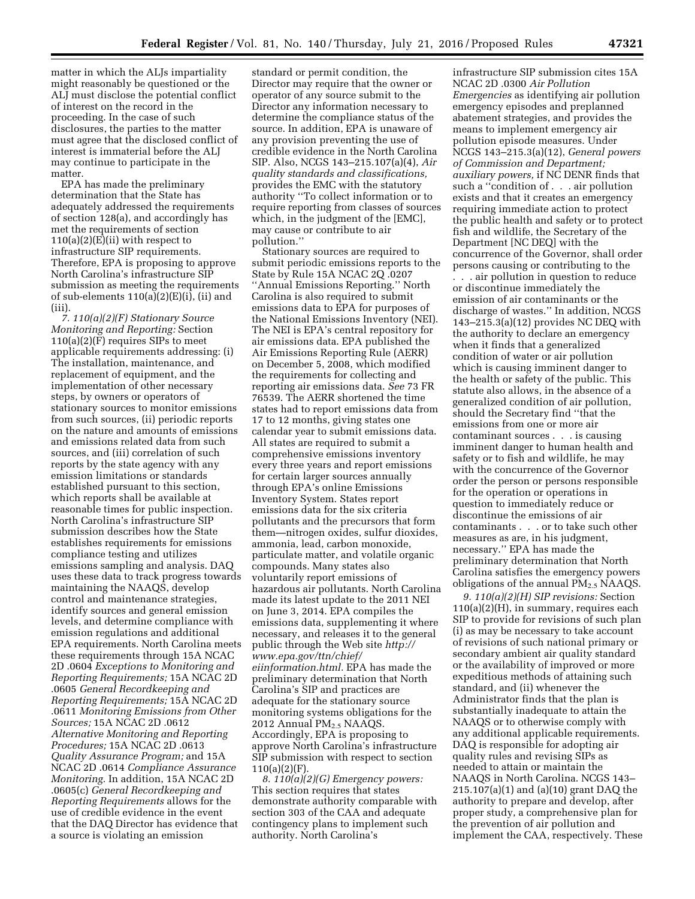matter in which the ALJs impartiality might reasonably be questioned or the ALJ must disclose the potential conflict of interest on the record in the proceeding. In the case of such disclosures, the parties to the matter must agree that the disclosed conflict of interest is immaterial before the ALJ may continue to participate in the matter.

EPA has made the preliminary determination that the State has adequately addressed the requirements of section 128(a), and accordingly has met the requirements of section 110(a)(2)(E)(ii) with respect to infrastructure SIP requirements. Therefore, EPA is proposing to approve North Carolina's infrastructure SIP submission as meeting the requirements of sub-elements 110(a)(2)(E)(i), (ii) and (iii).

*7. 110(a)(2)(F) Stationary Source Monitoring and Reporting:* Section 110(a)(2)(F) requires SIPs to meet applicable requirements addressing: (i) The installation, maintenance, and replacement of equipment, and the implementation of other necessary steps, by owners or operators of stationary sources to monitor emissions from such sources, (ii) periodic reports on the nature and amounts of emissions and emissions related data from such sources, and (iii) correlation of such reports by the state agency with any emission limitations or standards established pursuant to this section, which reports shall be available at reasonable times for public inspection. North Carolina's infrastructure SIP submission describes how the State establishes requirements for emissions compliance testing and utilizes emissions sampling and analysis. DAQ uses these data to track progress towards maintaining the NAAQS, develop control and maintenance strategies, identify sources and general emission levels, and determine compliance with emission regulations and additional EPA requirements. North Carolina meets these requirements through 15A NCAC 2D .0604 *Exceptions to Monitoring and Reporting Requirements;* 15A NCAC 2D .0605 *General Recordkeeping and Reporting Requirements;* 15A NCAC 2D .0611 *Monitoring Emissions from Other Sources;* 15A NCAC 2D .0612 *Alternative Monitoring and Reporting Procedures;* 15A NCAC 2D .0613 *Quality Assurance Program;* and 15A NCAC 2D .0614 *Compliance Assurance Monitoring.* In addition, 15A NCAC 2D .0605(c) *General Recordkeeping and Reporting Requirements* allows for the use of credible evidence in the event that the DAQ Director has evidence that a source is violating an emission standard or permit condition, the Director may require that the owner or operator of any source submit to the Director any information necessary to determine the compliance status of the source. In addition, EPA is unaware of any provision preventing the use of credible evidence in the North Carolina SIP. Also, NCGS 143–215.107(a)(4), *Air quality standards and classifications,* provides the EMC with the statutory authority ''To collect information or to require reporting from classes of sources which, in the judgment of the [EMC], may cause or contribute to air pollution.''

Stationary sources are required to submit periodic emissions reports to the State by Rule 15A NCAC 2Q .0207 ''Annual Emissions Reporting.'' North Carolina is also required to submit emissions data to EPA for purposes of the National Emissions Inventory (NEI). The NEI is EPA's central repository for air emissions data. EPA published the Air Emissions Reporting Rule (AERR) on December 5, 2008, which modified the requirements for collecting and reporting air emissions data. *See* 73 FR 76539. The AERR shortened the time states had to report emissions data from 17 to 12 months, giving states one calendar year to submit emissions data. All states are required to submit a comprehensive emissions inventory every three years and report emissions for certain larger sources annually through EPA's online Emissions Inventory System. States report emissions data for the six criteria pollutants and the precursors that form them—nitrogen oxides, sulfur dioxides, ammonia, lead, carbon monoxide, particulate matter, and volatile organic compounds. Many states also voluntarily report emissions of hazardous air pollutants. North Carolina made its latest update to the 2011 NEI on June 3, 2014. EPA compiles the emissions data, supplementing it where necessary, and releases it to the general public through the Web site *http://www.epa.gov/ttn/chief/eiinformation.html.* EPA has made the preliminary determination that North Carolina's SIP and practices are adequate for the stationary source monitoring systems obligations for the 2012 Annual $PM_{2.5}$ NAAQS. Accordingly, EPA is proposing to approve North Carolina's infrastructure SIP submission with respect to section 110(a)(2)(F).

*8. 110(a)(2)(G) Emergency powers:* This section requires that states demonstrate authority comparable with section 303 of the CAA and adequate contingency plans to implement such authority. North Carolina's infrastructure SIP submission cites 15A NCAC 2D .0300 *Air Pollution Emergencies* as identifying air pollution emergency episodes and preplanned abatement strategies, and provides the means to implement emergency air pollution episode measures. Under NCGS 143–215.3(a)(12), *General powers of Commission and Department; auxiliary powers,* if NC DENR finds that such a ''condition of . . . air pollution exists and that it creates an emergency requiring immediate action to protect the public health and safety or to protect fish and wildlife, the Secretary of the Department [NC DEQ] with the concurrence of the Governor, shall order persons causing or contributing to the . . . air pollution in question to reduce or discontinue immediately the emission of air contaminants or the discharge of wastes.'' In addition, NCGS 143–215.3(a)(12) provides NC DEQ with the authority to declare an emergency when it finds that a generalized condition of water or air pollution which is causing imminent danger to the health or safety of the public. This statute also allows, in the absence of a generalized condition of air pollution, should the Secretary find ''that the emissions from one or more air contaminant sources . . . is causing imminent danger to human health and safety or to fish and wildlife, he may with the concurrence of the Governor order the person or persons responsible for the operation or operations in question to immediately reduce or discontinue the emissions of air contaminants . . . or to take such other measures as are, in his judgment, necessary.'' EPA has made the preliminary determination that North Carolina satisfies the emergency powers obligations of the annual $PM_{2.5}$ NAAQS.

*9. 110(a)(2)(H) SIP revisions:* Section 110(a)(2)(H), in summary, requires each SIP to provide for revisions of such plan (i) as may be necessary to take account of revisions of such national primary or secondary ambient air quality standard or the availability of improved or more expeditious methods of attaining such standard, and (ii) whenever the Administrator finds that the plan is substantially inadequate to attain the NAAQS or to otherwise comply with any additional applicable requirements. DAQ is responsible for adopting air quality rules and revising SIPs as needed to attain or maintain the NAAQS in North Carolina. NCGS 143–215.107(a)(1) and (a)(10) grant DAQ the authority to prepare and develop, after proper study, a comprehensive plan for the prevention of air pollution and implement the CAA, respectively. These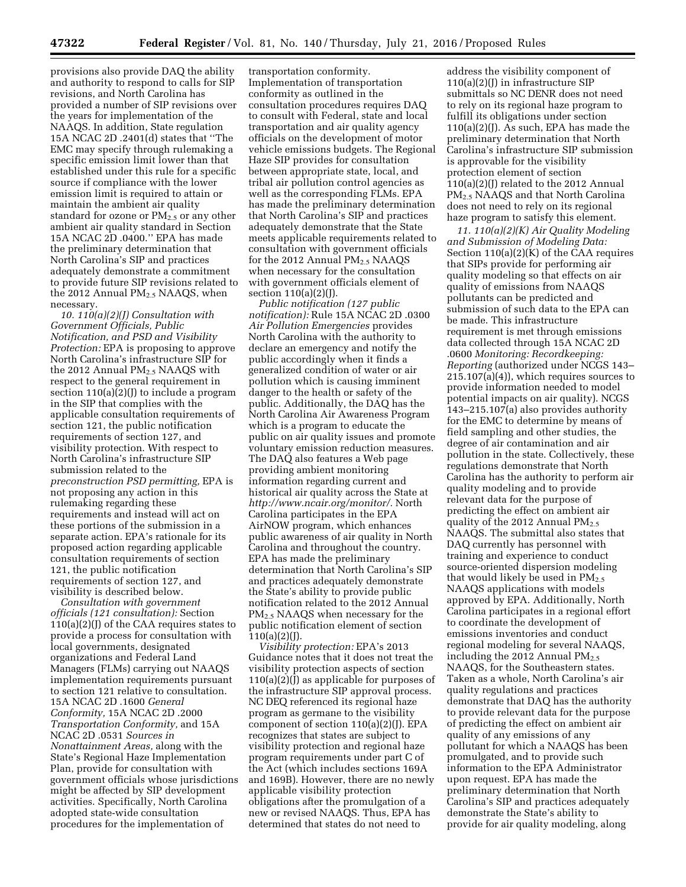provisions also provide DAQ the ability and authority to respond to calls for SIP revisions, and North Carolina has provided a number of SIP revisions over the years for implementation of the NAAQS. In addition, State regulation 15A NCAC 2D .2401(d) states that ''The EMC may specify through rulemaking a specific emission limit lower than that established under this rule for a specific source if compliance with the lower emission limit is required to attain or maintain the ambient air quality standard for ozone or $PM_{2.5}$ or any other ambient air quality standard in Section 15A NCAC 2D .0400.'' EPA has made the preliminary determination that North Carolina's SIP and practices adequately demonstrate a commitment to provide future SIP revisions related to the 2012 Annual $PM_{2.5}$ NAAQS, when necessary.

*10. 110(a)(2)(J) Consultation with Government Officials, Public Notification, and PSD and Visibility Protection:* EPA is proposing to approve North Carolina's infrastructure SIP for the 2012 Annual $PM_{2.5}$ NAAQS with respect to the general requirement in section 110(a)(2)(J) to include a program in the SIP that complies with the applicable consultation requirements of section 121, the public notification requirements of section 127, and visibility protection. With respect to North Carolina's infrastructure SIP submission related to the *preconstruction PSD permitting,* EPA is not proposing any action in this rulemaking regarding these requirements and instead will act on these portions of the submission in a separate action. EPA's rationale for its proposed action regarding applicable consultation requirements of section 121, the public notification requirements of section 127, and visibility is described below.

*Consultation with government officials (121 consultation):* Section 110(a)(2)(J) of the CAA requires states to provide a process for consultation with local governments, designated organizations and Federal Land Managers (FLMs) carrying out NAAQS implementation requirements pursuant to section 121 relative to consultation. 15A NCAC 2D .1600 *General Conformity,* 15A NCAC 2D .2000 *Transportation Conformity,* and 15A NCAC 2D .0531 *Sources in Nonattainment Areas,* along with the State's Regional Haze Implementation Plan, provide for consultation with government officials whose jurisdictions might be affected by SIP development activities. Specifically, North Carolina adopted state-wide consultation procedures for the implementation of transportation conformity. Implementation of transportation conformity as outlined in the consultation procedures requires DAQ to consult with Federal, state and local transportation and air quality agency officials on the development of motor vehicle emissions budgets. The Regional Haze SIP provides for consultation between appropriate state, local, and tribal air pollution control agencies as well as the corresponding FLMs. EPA has made the preliminary determination that North Carolina's SIP and practices adequately demonstrate that the State meets applicable requirements related to consultation with government officials for the 2012 Annual $PM_{2.5}$ NAAQS when necessary for the consultation with government officials element of section 110(a)(2)(J).

*Public notification (127 public notification):* Rule 15A NCAC 2D .0300 *Air Pollution Emergencies* provides North Carolina with the authority to declare an emergency and notify the public accordingly when it finds a generalized condition of water or air pollution which is causing imminent danger to the health or safety of the public. Additionally, the DAQ has the North Carolina Air Awareness Program which is a program to educate the public on air quality issues and promote voluntary emission reduction measures. The DAQ also features a Web page providing ambient monitoring information regarding current and historical air quality across the State at *http://www.ncair.org/monitor/.* North Carolina participates in the EPA AirNOW program, which enhances public awareness of air quality in North Carolina and throughout the country. EPA has made the preliminary determination that North Carolina's SIP and practices adequately demonstrate the State's ability to provide public notification related to the 2012 Annual $PM_{2.5}$ NAAQS when necessary for the public notification element of section 110(a)(2)(J).

*Visibility protection:* EPA's 2013 Guidance notes that it does not treat the visibility protection aspects of section 110(a)(2)(J) as applicable for purposes of the infrastructure SIP approval process. NC DEQ referenced its regional haze program as germane to the visibility component of section 110(a)(2)(J). EPA recognizes that states are subject to visibility protection and regional haze program requirements under part C of the Act (which includes sections 169A and 169B). However, there are no newly applicable visibility protection obligations after the promulgation of a new or revised NAAQS. Thus, EPA has determined that states do not need to address the visibility component of 110(a)(2)(J) in infrastructure SIP submittals so NC DENR does not need to rely on its regional haze program to fulfill its obligations under section 110(a)(2)(J). As such, EPA has made the preliminary determination that North Carolina's infrastructure SIP submission is approvable for the visibility protection element of section 110(a)(2)(J) related to the 2012 Annual $PM_{2.5}$ NAAQS and that North Carolina does not need to rely on its regional haze program to satisfy this element.

*11. 110(a)(2)(K) Air Quality Modeling and Submission of Modeling Data:* Section 110(a)(2)(K) of the CAA requires that SIPs provide for performing air quality modeling so that effects on air quality of emissions from NAAQS pollutants can be predicted and submission of such data to the EPA can be made. This infrastructure requirement is met through emissions data collected through 15A NCAC 2D .0600 *Monitoring: Recordkeeping: Reporting* (authorized under NCGS 143–215.107(a)(4)), which requires sources to provide information needed to model potential impacts on air quality). NCGS 143–215.107(a) also provides authority for the EMC to determine by means of field sampling and other studies, the degree of air contamination and air pollution in the state. Collectively, these regulations demonstrate that North Carolina has the authority to perform air quality modeling and to provide relevant data for the purpose of predicting the effect on ambient air quality of the 2012 Annual $PM_{2.5}$ NAAQS. The submittal also states that DAQ currently has personnel with training and experience to conduct source-oriented dispersion modeling that would likely be used in $PM_{2.5}$ NAAQS applications with models approved by EPA. Additionally, North Carolina participates in a regional effort to coordinate the development of emissions inventories and conduct regional modeling for several NAAQS, including the 2012 Annual $PM_{2.5}$ NAAQS, for the Southeastern states. Taken as a whole, North Carolina's air quality regulations and practices demonstrate that DAQ has the authority to provide relevant data for the purpose of predicting the effect on ambient air quality of any emissions of any pollutant for which a NAAQS has been promulgated, and to provide such information to the EPA Administrator upon request. EPA has made the preliminary determination that North Carolina's SIP and practices adequately demonstrate the State's ability to provide for air quality modeling, along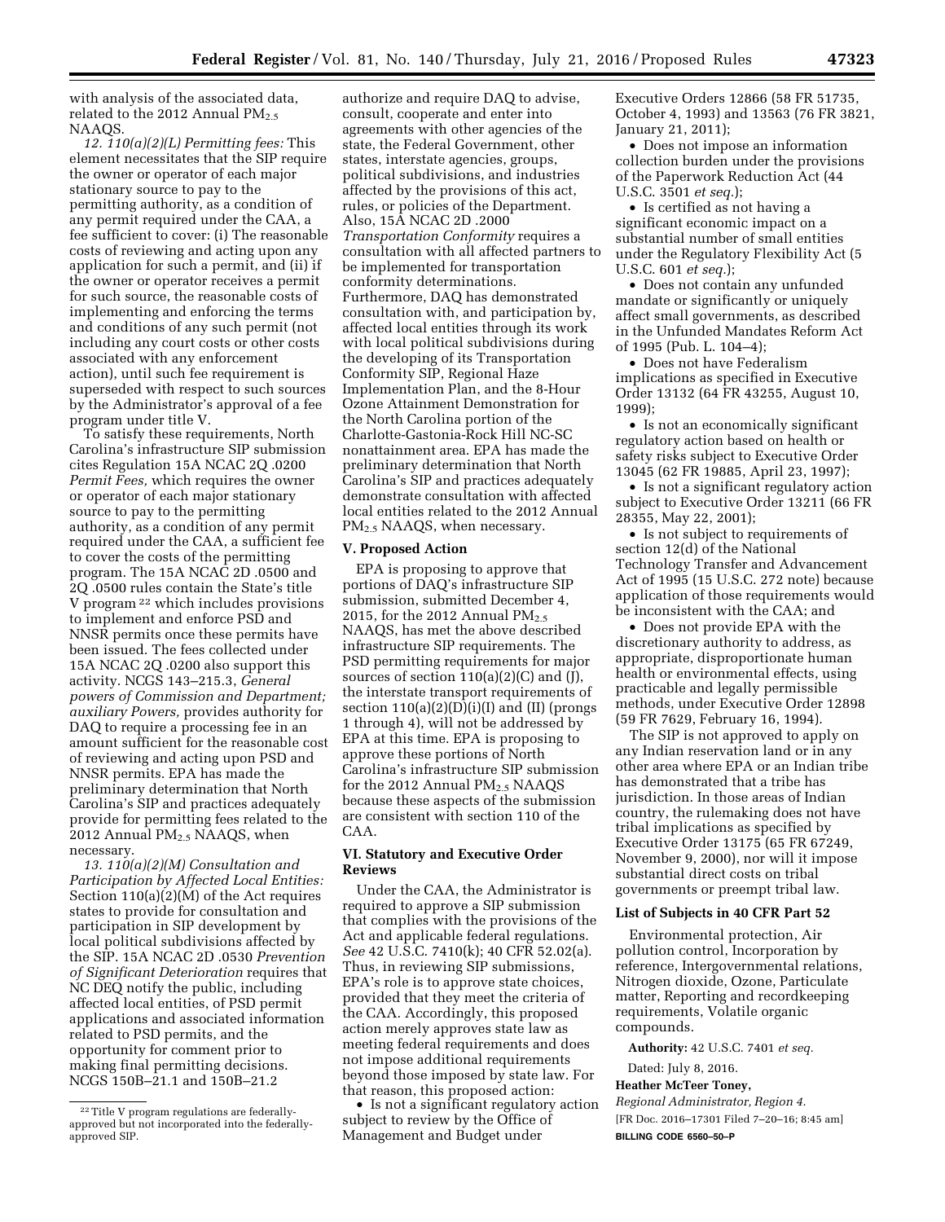with analysis of the associated data, related to the 2012 Annual $PM_{2.5}$ NAAQS.

*12. 110(a)(2)(L) Permitting fees:* This element necessitates that the SIP require the owner or operator of each major stationary source to pay to the permitting authority, as a condition of any permit required under the CAA, a fee sufficient to cover: (i) The reasonable costs of reviewing and acting upon any application for such a permit, and (ii) if the owner or operator receives a permit for such source, the reasonable costs of implementing and enforcing the terms and conditions of any such permit (not including any court costs or other costs associated with any enforcement action), until such fee requirement is superseded with respect to such sources by the Administrator's approval of a fee program under title V.

To satisfy these requirements, North Carolina's infrastructure SIP submission cites Regulation 15A NCAC 2Q .0200 *Permit Fees,* which requires the owner or operator of each major stationary source to pay to the permitting authority, as a condition of any permit required under the CAA, a sufficient fee to cover the costs of the permitting program. The 15A NCAC 2D .0500 and 2Q .0500 rules contain the State's title V program [22] which includes provisions to implement and enforce PSD and NNSR permits once these permits have been issued. The fees collected under 15A NCAC 2Q .0200 also support this activity. NCGS 143–215.3, *General powers of Commission and Department; auxiliary Powers,* provides authority for DAQ to require a processing fee in an amount sufficient for the reasonable cost of reviewing and acting upon PSD and NNSR permits. EPA has made the preliminary determination that North Carolina's SIP and practices adequately provide for permitting fees related to the 2012 Annual $PM_{2.5}$ NAAQS, when necessary.

*13. 110(a)(2)(M) Consultation and Participation by Affected Local Entities:* Section 110(a)(2)(M) of the Act requires states to provide for consultation and participation in SIP development by local political subdivisions affected by the SIP. 15A NCAC 2D .0530 *Prevention of Significant Deterioration* requires that NC DEQ notify the public, including affected local entities, of PSD permit applications and associated information related to PSD permits, and the opportunity for comment prior to making final permitting decisions. NCGS 150B–21.1 and 150B–21.2 authorize and require DAQ to advise, consult, cooperate and enter into agreements with other agencies of the state, the Federal Government, other states, interstate agencies, groups, political subdivisions, and industries affected by the provisions of this act, rules, or policies of the Department. Also, 15A NCAC 2D .2000 *Transportation Conformity* requires a consultation with all affected partners to be implemented for transportation conformity determinations. Furthermore, DAQ has demonstrated consultation with, and participation by, affected local entities through its work with local political subdivisions during the developing of its Transportation Conformity SIP, Regional Haze Implementation Plan, and the 8-Hour Ozone Attainment Demonstration for the North Carolina portion of the Charlotte-Gastonia-Rock Hill NC-SC nonattainment area. EPA has made the preliminary determination that North Carolina's SIP and practices adequately demonstrate consultation with affected local entities related to the 2012 Annual $PM_{2.5}$ NAAQS, when necessary.

[22] Title V program regulations are federally-approved but not incorporated into the federally-approved SIP.

## V. Proposed Action

EPA is proposing to approve that portions of DAQ's infrastructure SIP submission, submitted December 4, 2015, for the 2012 Annual $PM_{2.5}$ NAAQS, has met the above described infrastructure SIP requirements. The PSD permitting requirements for major sources of section 110(a)(2)(C) and (J), the interstate transport requirements of section 110(a)(2)(D)(i)(I) and (II) (prongs 1 through 4), will not be addressed by EPA at this time. EPA is proposing to approve these portions of North Carolina's infrastructure SIP submission for the 2012 Annual $PM_{2.5}$ NAAQS because these aspects of the submission are consistent with section 110 of the CAA.

## VI. Statutory and Executive Order Reviews

Under the CAA, the Administrator is required to approve a SIP submission that complies with the provisions of the Act and applicable federal regulations. *See* 42 U.S.C. 7410(k); 40 CFR 52.02(a). Thus, in reviewing SIP submissions, EPA's role is to approve state choices, provided that they meet the criteria of the CAA. Accordingly, this proposed action merely approves state law as meeting federal requirements and does not impose additional requirements beyond those imposed by state law. For that reason, this proposed action:

- Is not a significant regulatory action subject to review by the Office of Management and Budget under Executive Orders 12866 (58 FR 51735, October 4, 1993) and 13563 (76 FR 3821, January 21, 2011);
- Does not impose an information collection burden under the provisions of the Paperwork Reduction Act (44 U.S.C. 3501 *et seq.*);
- Is certified as not having a significant economic impact on a substantial number of small entities under the Regulatory Flexibility Act (5 U.S.C. 601 *et seq.*);
- Does not contain any unfunded mandate or significantly or uniquely affect small governments, as described in the Unfunded Mandates Reform Act of 1995 (Pub. L. 104–4);
- Does not have Federalism implications as specified in Executive Order 13132 (64 FR 43255, August 10, 1999);
- Is not an economically significant regulatory action based on health or safety risks subject to Executive Order 13045 (62 FR 19885, April 23, 1997);
- Is not a significant regulatory action subject to Executive Order 13211 (66 FR 28355, May 22, 2001);
- Is not subject to requirements of section 12(d) of the National Technology Transfer and Advancement Act of 1995 (15 U.S.C. 272 note) because application of those requirements would be inconsistent with the CAA; and
- Does not provide EPA with the discretionary authority to address, as appropriate, disproportionate human health or environmental effects, using practicable and legally permissible methods, under Executive Order 12898 (59 FR 7629, February 16, 1994).

The SIP is not approved to apply on any Indian reservation land or in any other area where EPA or an Indian tribe has demonstrated that a tribe has jurisdiction. In those areas of Indian country, the rulemaking does not have tribal implications as specified by Executive Order 13175 (65 FR 67249, November 9, 2000), nor will it impose substantial direct costs on tribal governments or preempt tribal law.

### List of Subjects in 40 CFR Part 52

Environmental protection, Air pollution control, Incorporation by reference, Intergovernmental relations, Nitrogen dioxide, Ozone, Particulate matter, Reporting and recordkeeping requirements, Volatile organic compounds.

**Authority:** 42 U.S.C. 7401 *et seq.*

Dated: July 8, 2016.

**Heather McTeer Toney,**

*Regional Administrator, Region 4.*

[FR Doc. 2016–17301 Filed 7–20–16; 8:45 am]

**BILLING CODE 6560–50–P**